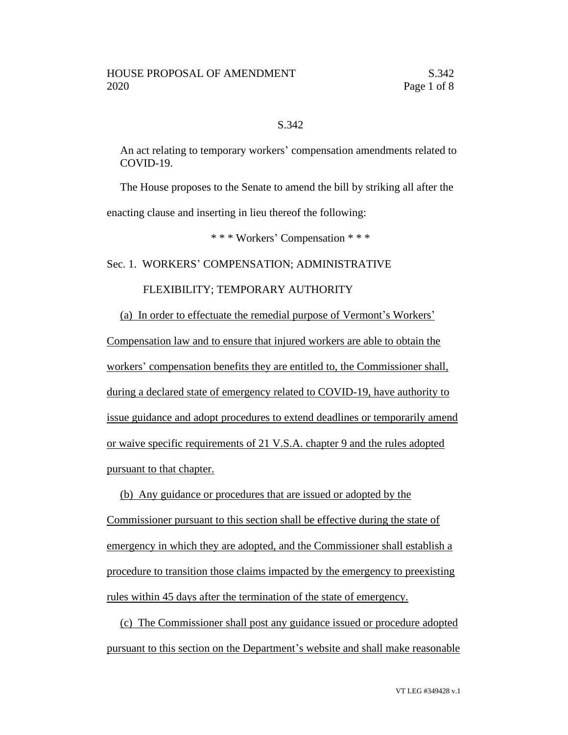S.342

An act relating to temporary workers' compensation amendments related to COVID-19.

The House proposes to the Senate to amend the bill by striking all after the enacting clause and inserting in lieu thereof the following:

\* \* \* Workers' Compensation \* \* \*

Sec. 1. WORKERS' COMPENSATION; ADMINISTRATIVE FLEXIBILITY; TEMPORARY AUTHORITY

<u>(a) In order to effectuate the remedial purpose of Vermont's Workers' Compensation law and to ensure that injured workers are able to obtain the workers' compensation benefits they are entitled to, the Commissioner shall, during a declared state of emergency related to COVID-19, have authority to issue guidance and adopt procedures to extend deadlines or temporarily amend or waive specific requirements of 21 V.S.A. chapter 9 and the rules adopted pursuant to that chapter.</u>

<u>(b) Any guidance or procedures that are issued or adopted by the Commissioner pursuant to this section shall be effective during the state of emergency in which they are adopted, and the Commissioner shall establish a procedure to transition those claims impacted by the emergency to preexisting rules within 45 days after the termination of the state of emergency.</u>

<u>(c) The Commissioner shall post any guidance issued or procedure adopted pursuant to this section on the Department's website and shall make reasonable</u>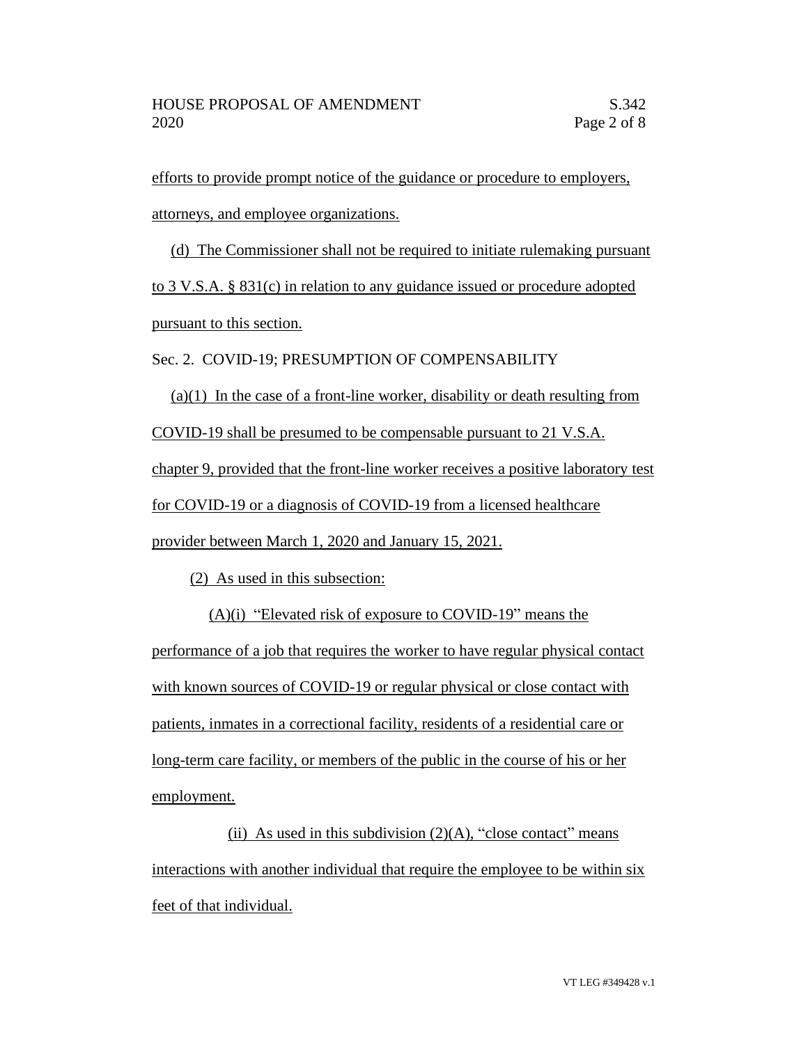efforts to provide prompt notice of the guidance or procedure to employers, attorneys, and employee organizations.

(d) The Commissioner shall not be required to initiate rulemaking pursuant to 3 V.S.A. § 831(c) in relation to any guidance issued or procedure adopted pursuant to this section.

Sec. 2. COVID-19; PRESUMPTION OF COMPENSABILITY

(a)(1) In the case of a front-line worker, disability or death resulting from COVID-19 shall be presumed to be compensable pursuant to 21 V.S.A. chapter 9, provided that the front-line worker receives a positive laboratory test for COVID-19 or a diagnosis of COVID-19 from a licensed healthcare provider between March 1, 2020 and January 15, 2021.

(2) As used in this subsection:

(A)(i) "Elevated risk of exposure to COVID-19" means the performance of a job that requires the worker to have regular physical contact with known sources of COVID-19 or regular physical or close contact with patients, inmates in a correctional facility, residents of a residential care or long-term care facility, or members of the public in the course of his or her employment.

(ii) As used in this subdivision (2)(A), "close contact" means interactions with another individual that require the employee to be within six feet of that individual.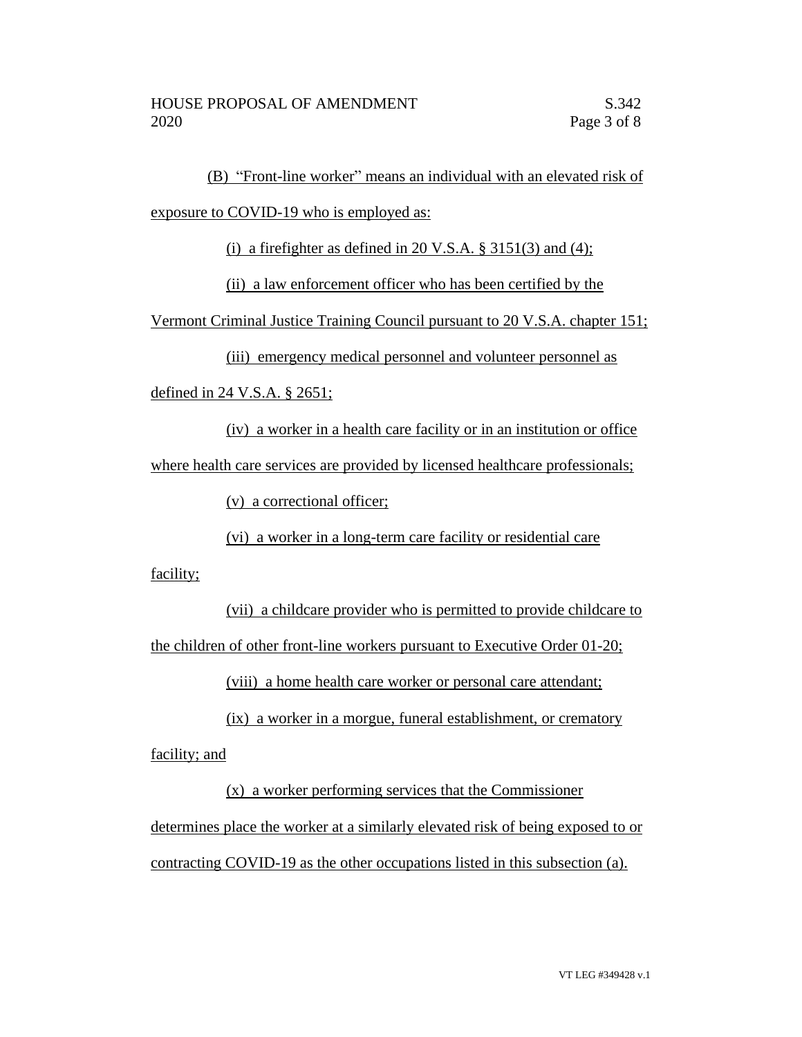(B) "Front-line worker" means an individual with an elevated risk of exposure to COVID-19 who is employed as:

(i) a firefighter as defined in 20 V.S.A. § 3151(3) and (4);

(ii) a law enforcement officer who has been certified by the Vermont Criminal Justice Training Council pursuant to 20 V.S.A. chapter 151;

(iii) emergency medical personnel and volunteer personnel as defined in 24 V.S.A. § 2651;

(iv) a worker in a health care facility or in an institution or office where health care services are provided by licensed healthcare professionals;

(v) a correctional officer;

(vi) a worker in a long-term care facility or residential care facility;

(vii) a childcare provider who is permitted to provide childcare to the children of other front-line workers pursuant to Executive Order 01-20;

(viii) a home health care worker or personal care attendant;

(ix) a worker in a morgue, funeral establishment, or crematory facility; and

(x) a worker performing services that the Commissioner determines place the worker at a similarly elevated risk of being exposed to or contracting COVID-19 as the other occupations listed in this subsection (a).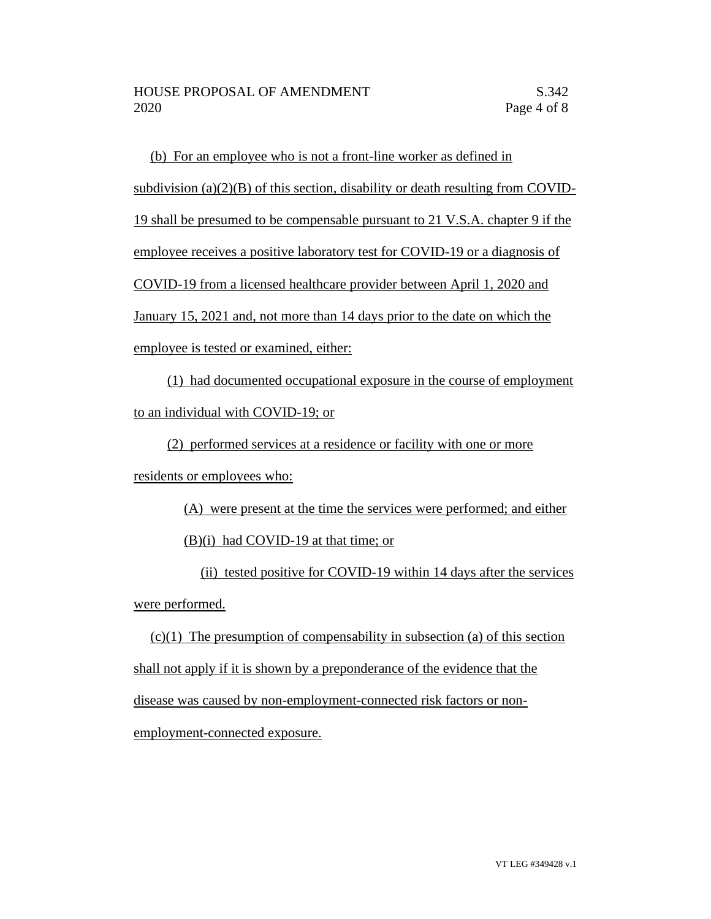(b) For an employee who is not a front-line worker as defined in subdivision (a)(2)(B) of this section, disability or death resulting from COVID-19 shall be presumed to be compensable pursuant to 21 V.S.A. chapter 9 if the employee receives a positive laboratory test for COVID-19 or a diagnosis of COVID-19 from a licensed healthcare provider between April 1, 2020 and January 15, 2021 and, not more than 14 days prior to the date on which the employee is tested or examined, either:

(1) had documented occupational exposure in the course of employment to an individual with COVID-19; or

(2) performed services at a residence or facility with one or more residents or employees who:

(A) were present at the time the services were performed; and either

(B)(i) had COVID-19 at that time; or

(ii) tested positive for COVID-19 within 14 days after the services were performed.

(c)(1) The presumption of compensability in subsection (a) of this section shall not apply if it is shown by a preponderance of the evidence that the disease was caused by non-employment-connected risk factors or non-employment-connected exposure.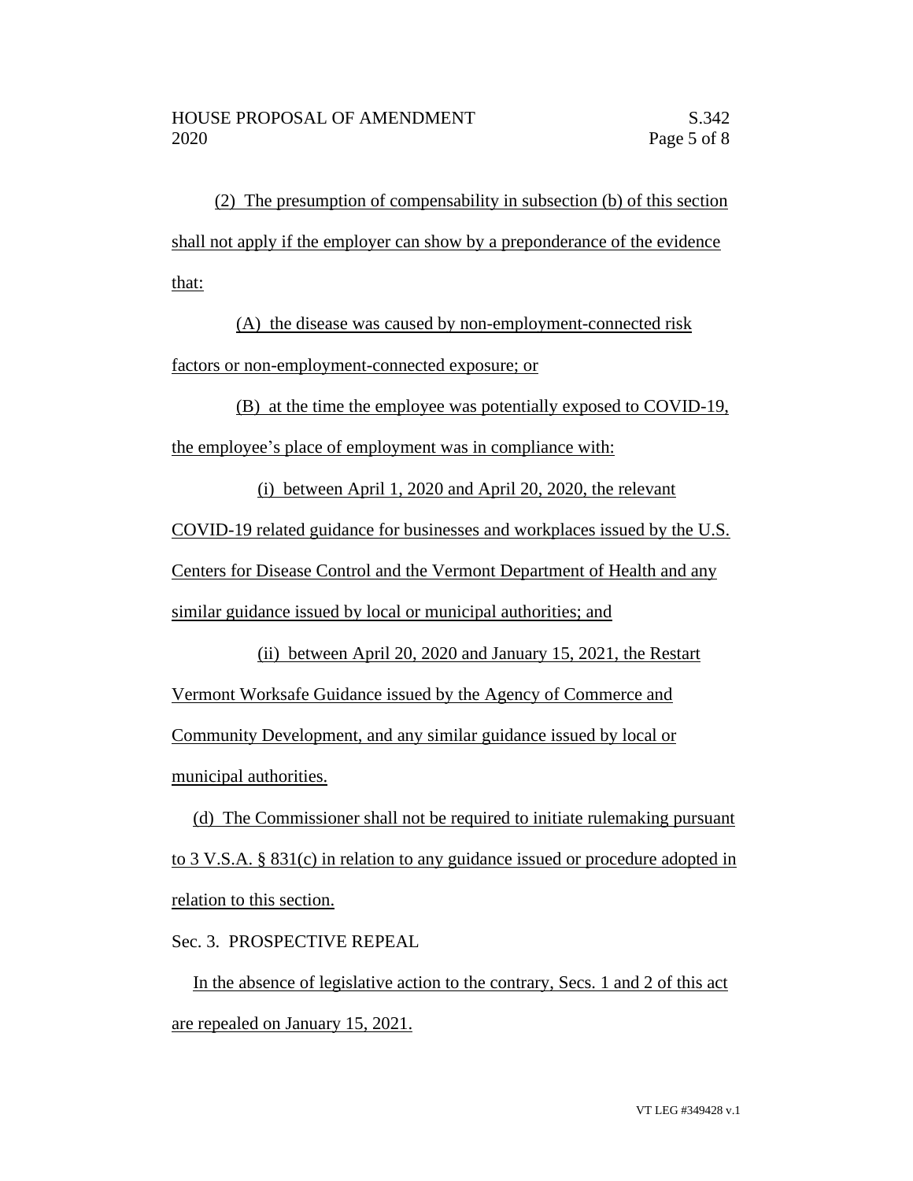(2) The presumption of compensability in subsection (b) of this section shall not apply if the employer can show by a preponderance of the evidence that:

(A) the disease was caused by non-employment-connected risk factors or non-employment-connected exposure; or

(B) at the time the employee was potentially exposed to COVID-19, the employee's place of employment was in compliance with:

(i) between April 1, 2020 and April 20, 2020, the relevant COVID-19 related guidance for businesses and workplaces issued by the U.S. Centers for Disease Control and the Vermont Department of Health and any similar guidance issued by local or municipal authorities; and

(ii) between April 20, 2020 and January 15, 2021, the Restart Vermont Worksafe Guidance issued by the Agency of Commerce and Community Development, and any similar guidance issued by local or municipal authorities.

(d) The Commissioner shall not be required to initiate rulemaking pursuant to 3 V.S.A. § 831(c) in relation to any guidance issued or procedure adopted in relation to this section.

Sec. 3. PROSPECTIVE REPEAL

In the absence of legislative action to the contrary, Secs. 1 and 2 of this act are repealed on January 15, 2021.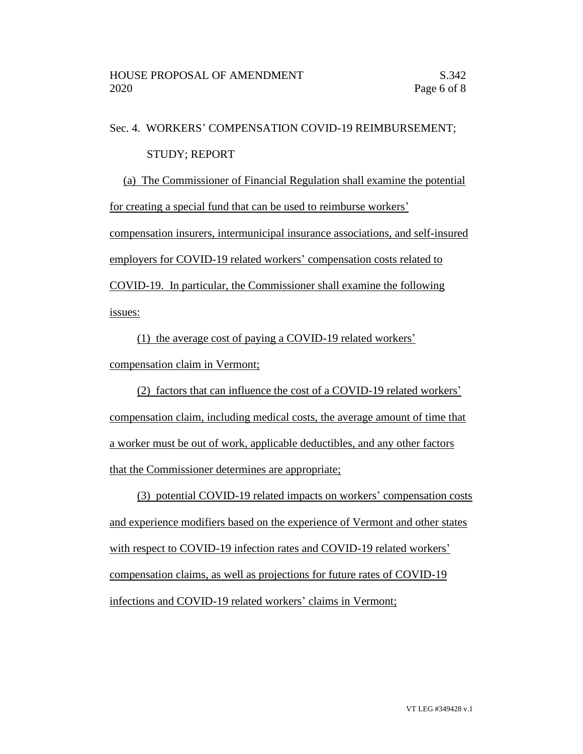Sec. 4. WORKERS' COMPENSATION COVID-19 REIMBURSEMENT; STUDY; REPORT

(a) The Commissioner of Financial Regulation shall examine the potential for creating a special fund that can be used to reimburse workers' compensation insurers, intermunicipal insurance associations, and self-insured employers for COVID-19 related workers' compensation costs related to COVID-19. In particular, the Commissioner shall examine the following issues:

(1) the average cost of paying a COVID-19 related workers' compensation claim in Vermont;

(2) factors that can influence the cost of a COVID-19 related workers' compensation claim, including medical costs, the average amount of time that a worker must be out of work, applicable deductibles, and any other factors that the Commissioner determines are appropriate;

(3) potential COVID-19 related impacts on workers' compensation costs and experience modifiers based on the experience of Vermont and other states with respect to COVID-19 infection rates and COVID-19 related workers' compensation claims, as well as projections for future rates of COVID-19 infections and COVID-19 related workers' claims in Vermont;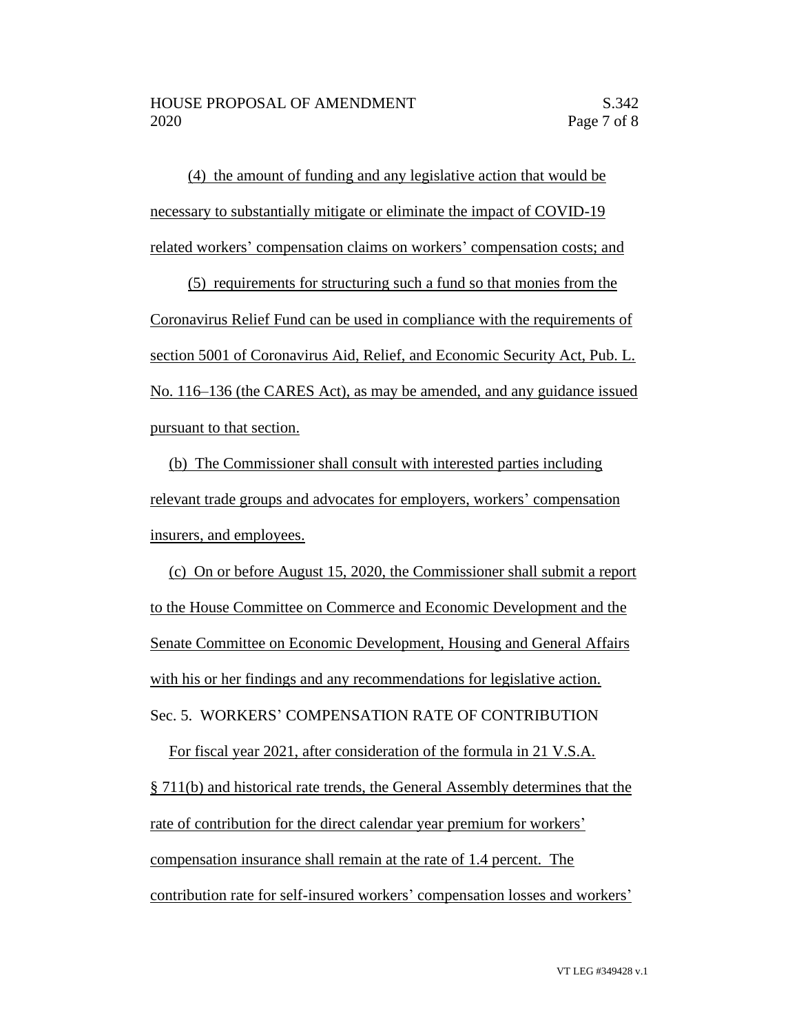(4) the amount of funding and any legislative action that would be necessary to substantially mitigate or eliminate the impact of COVID-19 related workers' compensation claims on workers' compensation costs; and

(5) requirements for structuring such a fund so that monies from the Coronavirus Relief Fund can be used in compliance with the requirements of section 5001 of Coronavirus Aid, Relief, and Economic Security Act, Pub. L. No. 116–136 (the CARES Act), as may be amended, and any guidance issued pursuant to that section.

(b) The Commissioner shall consult with interested parties including relevant trade groups and advocates for employers, workers' compensation insurers, and employees.

(c) On or before August 15, 2020, the Commissioner shall submit a report to the House Committee on Commerce and Economic Development and the Senate Committee on Economic Development, Housing and General Affairs with his or her findings and any recommendations for legislative action.

Sec. 5. WORKERS' COMPENSATION RATE OF CONTRIBUTION

For fiscal year 2021, after consideration of the formula in 21 V.S.A. § 711(b) and historical rate trends, the General Assembly determines that the rate of contribution for the direct calendar year premium for workers' compensation insurance shall remain at the rate of 1.4 percent. The contribution rate for self-insured workers' compensation losses and workers'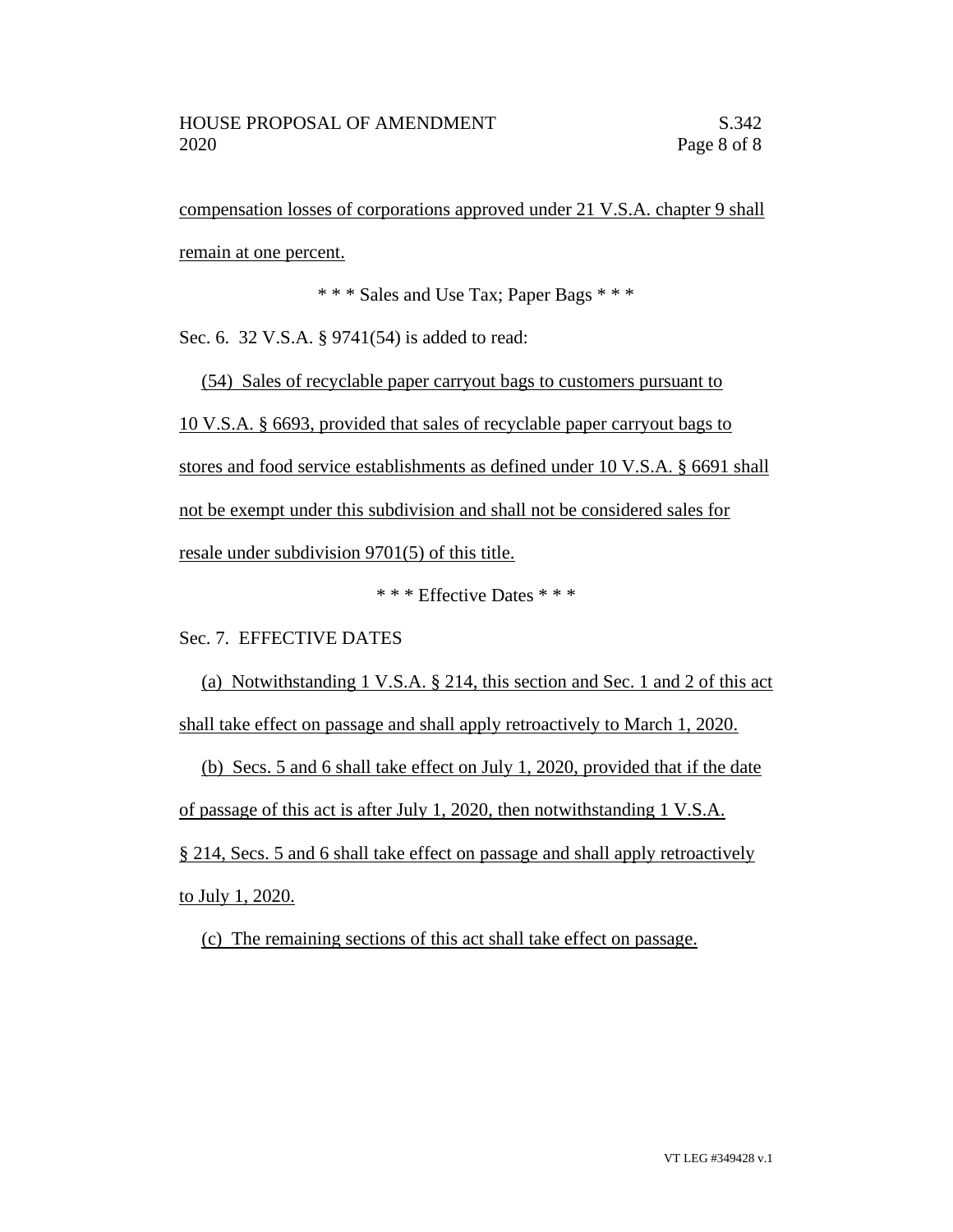compensation losses of corporations approved under 21 V.S.A. chapter 9 shall remain at one percent.

* * * Sales and Use Tax; Paper Bags * * *

Sec. 6. 32 V.S.A. § 9741(54) is added to read:

(54) Sales of recyclable paper carryout bags to customers pursuant to 10 V.S.A. § 6693, provided that sales of recyclable paper carryout bags to stores and food service establishments as defined under 10 V.S.A. § 6691 shall not be exempt under this subdivision and shall not be considered sales for resale under subdivision 9701(5) of this title.

* * * Effective Dates * * *

Sec. 7. EFFECTIVE DATES

(a) Notwithstanding 1 V.S.A. § 214, this section and Sec. 1 and 2 of this act shall take effect on passage and shall apply retroactively to March 1, 2020.

(b) Secs. 5 and 6 shall take effect on July 1, 2020, provided that if the date of passage of this act is after July 1, 2020, then notwithstanding 1 V.S.A. § 214, Secs. 5 and 6 shall take effect on passage and shall apply retroactively to July 1, 2020.

(c) The remaining sections of this act shall take effect on passage.